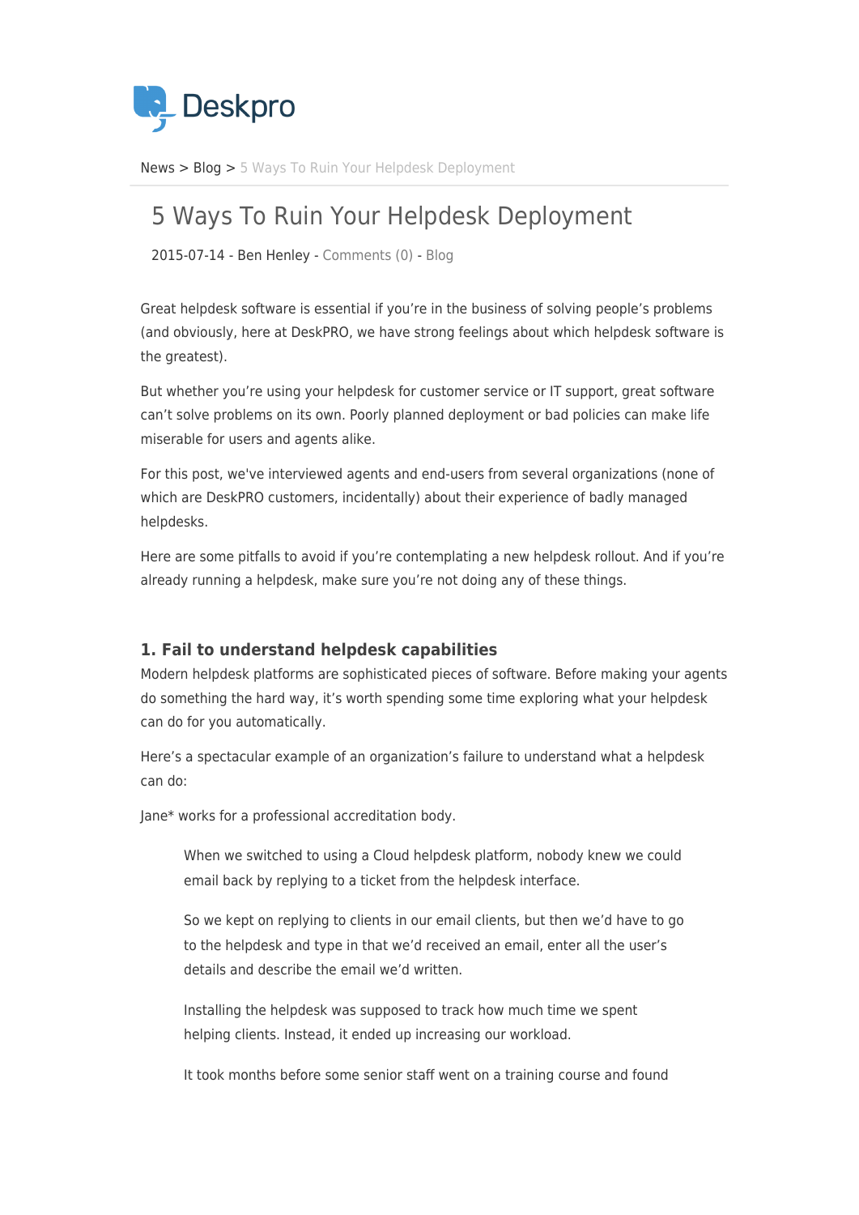Deskpro

News > Blog > 5 Ways To Ruin Your Helpdesk Deployment

# 5 Ways To Ruin Your Helpdesk Deployment

2015-07-14 - Ben Henley - Comments (0) - Blog

Great helpdesk software is essential if you're in the business of solving people's problems (and obviously, here at DeskPRO, we have strong feelings about which helpdesk software is the greatest).

But whether you're using your helpdesk for customer service or IT support, great software can't solve problems on its own. Poorly planned deployment or bad policies can make life miserable for users and agents alike.

For this post, we've interviewed agents and end-users from several organizations (none of which are DeskPRO customers, incidentally) about their experience of badly managed helpdesks.

Here are some pitfalls to avoid if you're contemplating a new helpdesk rollout. And if you're already running a helpdesk, make sure you're not doing any of these things.

### 1. Fail to understand helpdesk capabilities

Modern helpdesk platforms are sophisticated pieces of software. Before making your agents do something the hard way, it's worth spending some time exploring what your helpdesk can do for you automatically.

Here's a spectacular example of an organization's failure to understand what a helpdesk can do:

Jane* works for a professional accreditation body.

> When we switched to using a Cloud helpdesk platform, nobody knew we could email back by replying to a ticket from the helpdesk interface.
>
> So we kept on replying to clients in our email clients, but then we'd have to go to the helpdesk and type in that we'd received an email, enter all the user's details and describe the email we'd written.
>
> Installing the helpdesk was supposed to track how much time we spent helping clients. Instead, it ended up increasing our workload.
>
> It took months before some senior staff went on a training course and found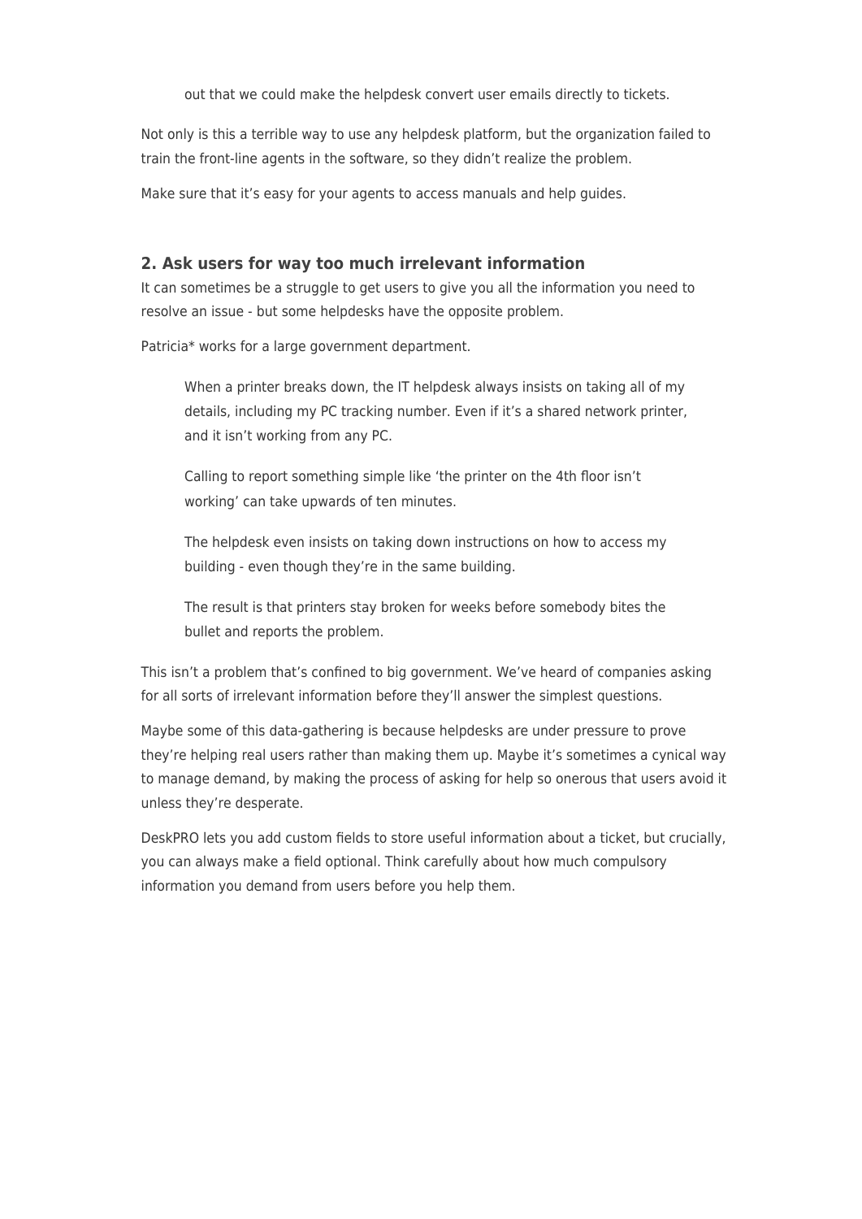> out that we could make the helpdesk convert user emails directly to tickets.

Not only is this a terrible way to use any helpdesk platform, but the organization failed to train the front-line agents in the software, so they didn't realize the problem.

Make sure that it's easy for your agents to access manuals and help guides.

### 2. Ask users for way too much irrelevant information

It can sometimes be a struggle to get users to give you all the information you need to resolve an issue - but some helpdesks have the opposite problem.

Patricia* works for a large government department.

> When a printer breaks down, the IT helpdesk always insists on taking all of my details, including my PC tracking number. Even if it's a shared network printer, and it isn't working from any PC.
>
> Calling to report something simple like 'the printer on the 4th floor isn't working' can take upwards of ten minutes.
>
> The helpdesk even insists on taking down instructions on how to access my building - even though they're in the same building.
>
> The result is that printers stay broken for weeks before somebody bites the bullet and reports the problem.

This isn't a problem that's confined to big government. We've heard of companies asking for all sorts of irrelevant information before they'll answer the simplest questions.

Maybe some of this data-gathering is because helpdesks are under pressure to prove they're helping real users rather than making them up. Maybe it's sometimes a cynical way to manage demand, by making the process of asking for help so onerous that users avoid it unless they're desperate.

DeskPRO lets you add custom fields to store useful information about a ticket, but crucially, you can always make a field optional. Think carefully about how much compulsory information you demand from users before you help them.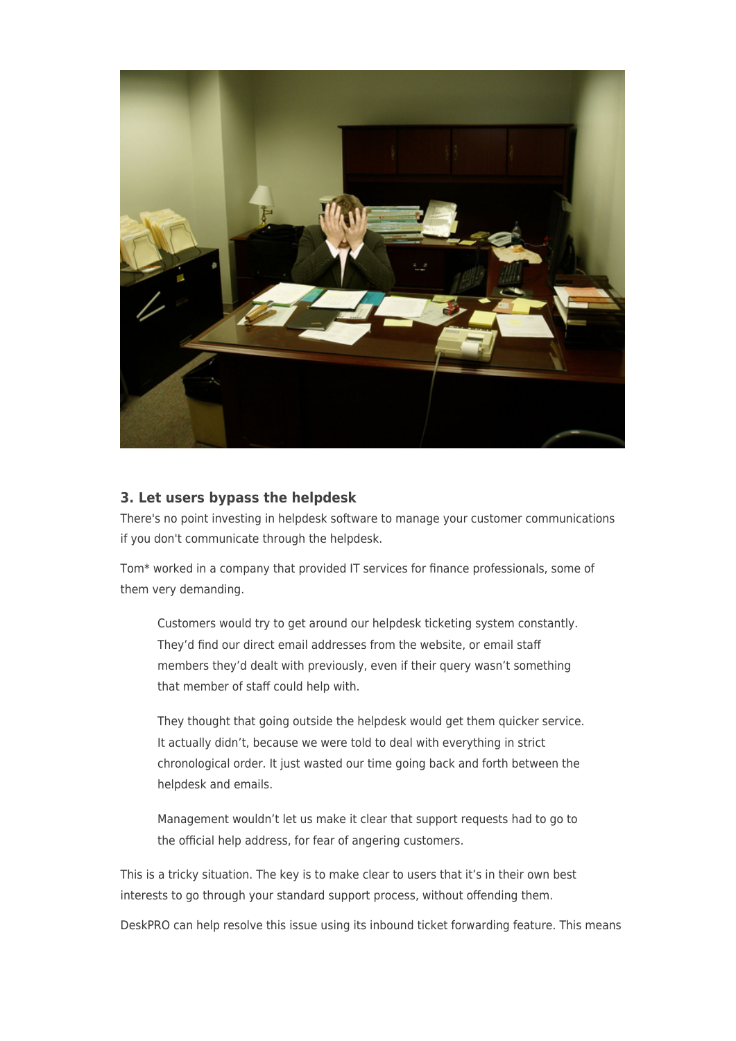### 3. Let users bypass the helpdesk

There's no point investing in helpdesk software to manage your customer communications if you don't communicate through the helpdesk.

Tom* worked in a company that provided IT services for finance professionals, some of them very demanding.

> Customers would try to get around our helpdesk ticketing system constantly. They'd find our direct email addresses from the website, or email staff members they'd dealt with previously, even if their query wasn't something that member of staff could help with.
>
> They thought that going outside the helpdesk would get them quicker service. It actually didn't, because we were told to deal with everything in strict chronological order. It just wasted our time going back and forth between the helpdesk and emails.
>
> Management wouldn't let us make it clear that support requests had to go to the official help address, for fear of angering customers.

This is a tricky situation. The key is to make clear to users that it's in their own best interests to go through your standard support process, without offending them.

DeskPRO can help resolve this issue using its inbound ticket forwarding feature. This means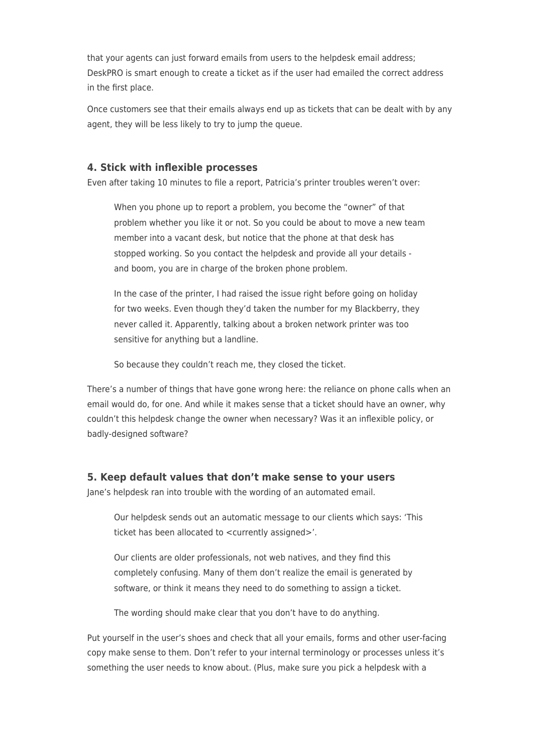that your agents can just forward emails from users to the helpdesk email address; DeskPRO is smart enough to create a ticket as if the user had emailed the correct address in the first place.

Once customers see that their emails always end up as tickets that can be dealt with by any agent, they will be less likely to try to jump the queue.

### 4. Stick with inflexible processes

Even after taking 10 minutes to file a report, Patricia's printer troubles weren't over:

> When you phone up to report a problem, you become the "owner" of that problem whether you like it or not. So you could be about to move a new team member into a vacant desk, but notice that the phone at that desk has stopped working. So you contact the helpdesk and provide all your details - and boom, you are in charge of the broken phone problem.
>
> In the case of the printer, I had raised the issue right before going on holiday for two weeks. Even though they'd taken the number for my Blackberry, they never called it. Apparently, talking about a broken network printer was too sensitive for anything but a landline.
>
> So because they couldn't reach me, they closed the ticket.

There's a number of things that have gone wrong here: the reliance on phone calls when an email would do, for one. And while it makes sense that a ticket should have an owner, why couldn't this helpdesk change the owner when necessary? Was it an inflexible policy, or badly-designed software?

### 5. Keep default values that don't make sense to your users

Jane's helpdesk ran into trouble with the wording of an automated email.

> Our helpdesk sends out an automatic message to our clients which says: 'This ticket has been allocated to <currently assigned>'.
>
> Our clients are older professionals, not web natives, and they find this completely confusing. Many of them don't realize the email is generated by software, or think it means they need to do something to assign a ticket.
>
> The wording should make clear that you don't have to do anything.

Put yourself in the user's shoes and check that all your emails, forms and other user-facing copy make sense to them. Don't refer to your internal terminology or processes unless it's something the user needs to know about. (Plus, make sure you pick a helpdesk with a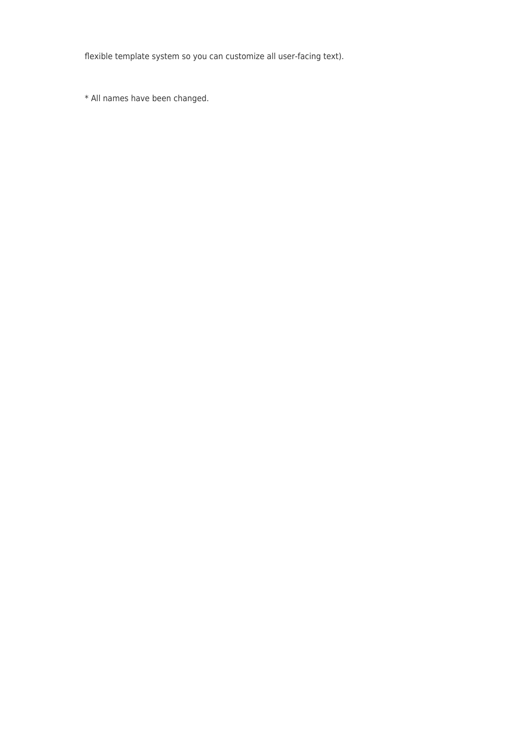flexible template system so you can customize all user-facing text).

* All names have been changed.